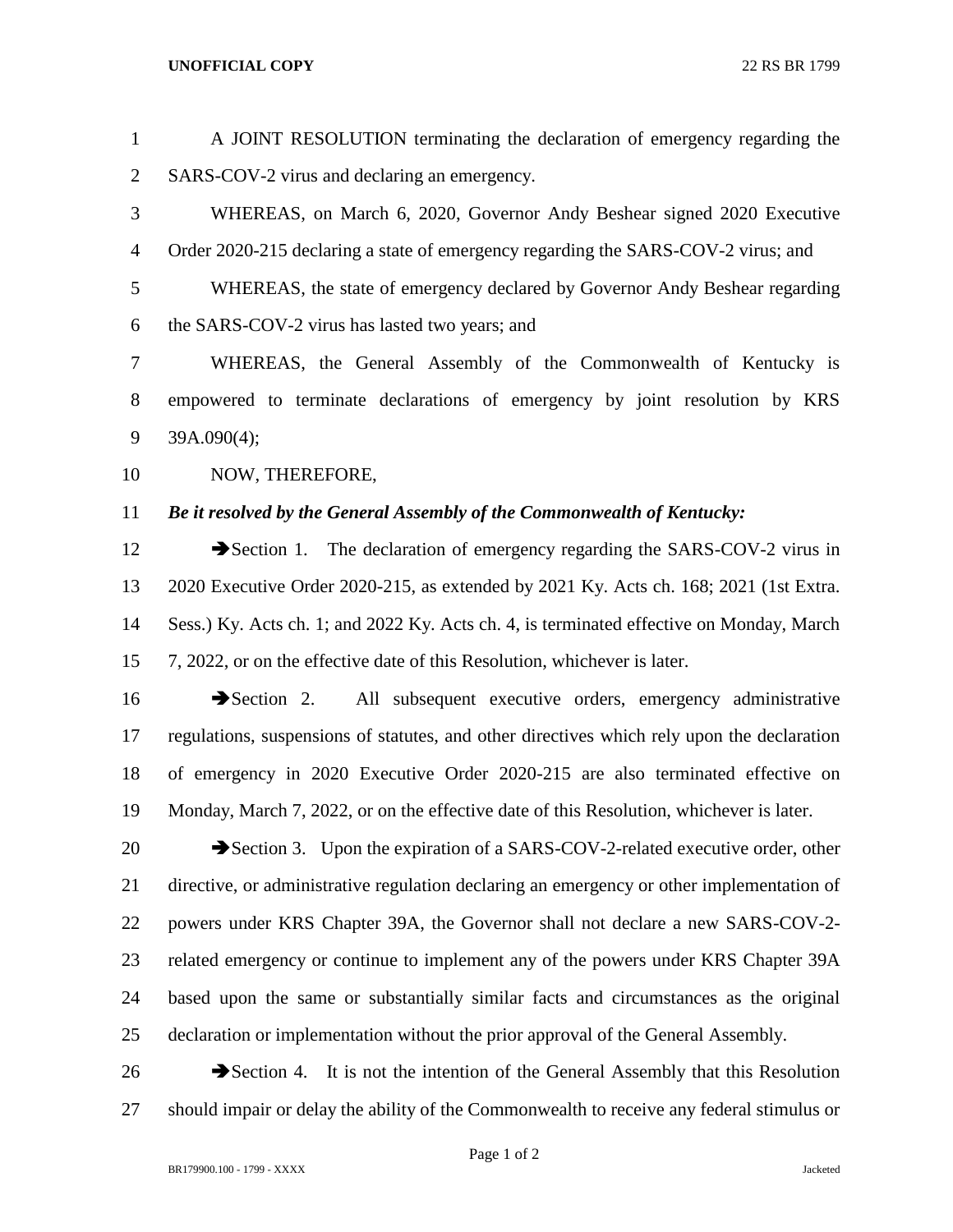A JOINT RESOLUTION terminating the declaration of emergency regarding the SARS-COV-2 virus and declaring an emergency.

WHEREAS, on March 6, 2020, Governor Andy Beshear signed 2020 Executive Order 2020-215 declaring a state of emergency regarding the SARS-COV-2 virus; and

WHEREAS, the state of emergency declared by Governor Andy Beshear regarding the SARS-COV-2 virus has lasted two years; and

WHEREAS, the General Assembly of the Commonwealth of Kentucky is empowered to terminate declarations of emergency by joint resolution by KRS 39A.090(4);

NOW, THEREFORE,

***Be it resolved by the General Assembly of the Commonwealth of Kentucky:***

➔Section 1. The declaration of emergency regarding the SARS-COV-2 virus in 2020 Executive Order 2020-215, as extended by 2021 Ky. Acts ch. 168; 2021 (1st Extra. Sess.) Ky. Acts ch. 1; and 2022 Ky. Acts ch. 4, is terminated effective on Monday, March 7, 2022, or on the effective date of this Resolution, whichever is later.

➔Section 2. All subsequent executive orders, emergency administrative regulations, suspensions of statutes, and other directives which rely upon the declaration of emergency in 2020 Executive Order 2020-215 are also terminated effective on Monday, March 7, 2022, or on the effective date of this Resolution, whichever is later.

➔Section 3. Upon the expiration of a SARS-COV-2-related executive order, other directive, or administrative regulation declaring an emergency or other implementation of powers under KRS Chapter 39A, the Governor shall not declare a new SARS-COV-2-related emergency or continue to implement any of the powers under KRS Chapter 39A based upon the same or substantially similar facts and circumstances as the original declaration or implementation without the prior approval of the General Assembly.

➔Section 4. It is not the intention of the General Assembly that this Resolution should impair or delay the ability of the Commonwealth to receive any federal stimulus or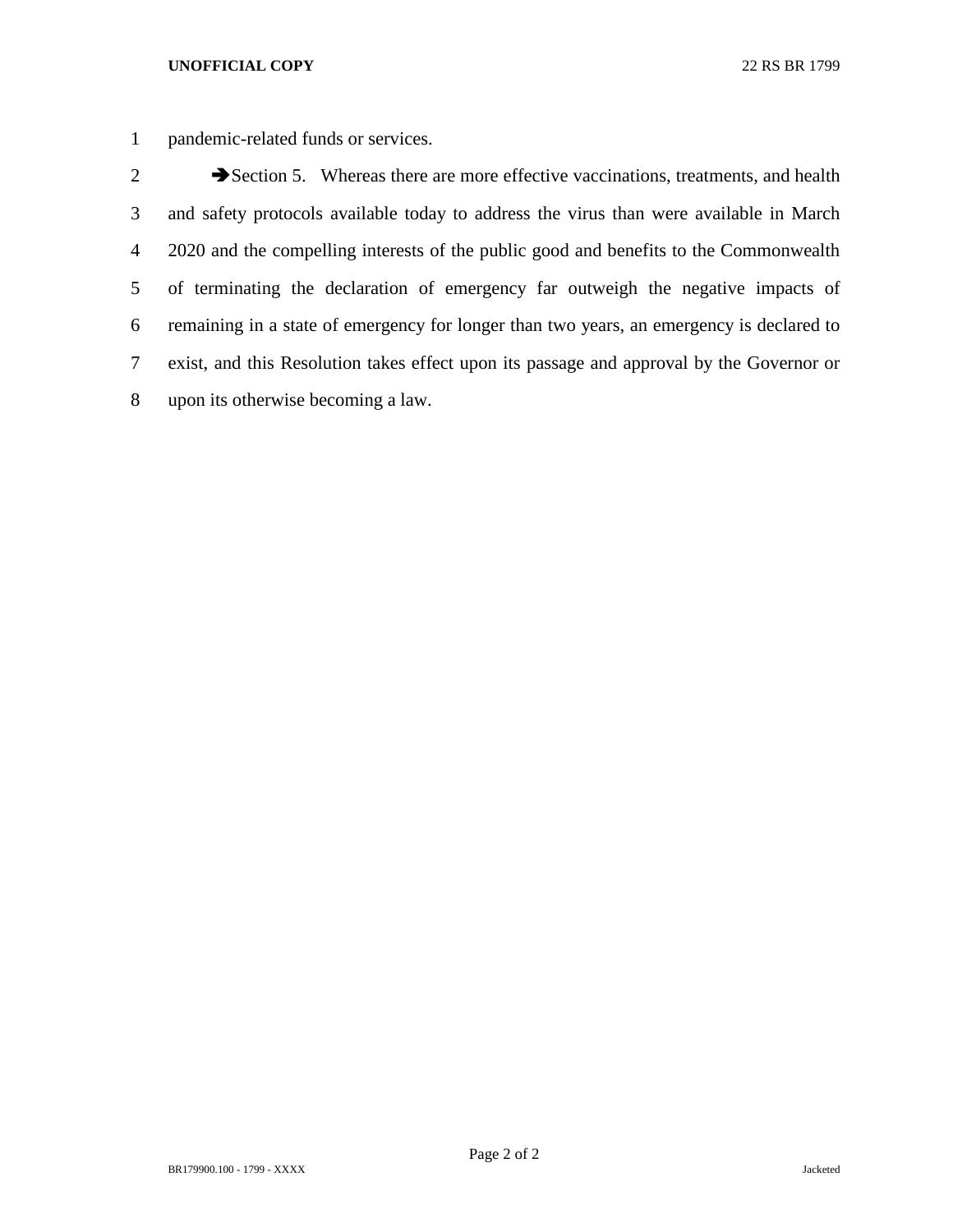pandemic-related funds or services.

➔Section 5. Whereas there are more effective vaccinations, treatments, and health and safety protocols available today to address the virus than were available in March 2020 and the compelling interests of the public good and benefits to the Commonwealth of terminating the declaration of emergency far outweigh the negative impacts of remaining in a state of emergency for longer than two years, an emergency is declared to exist, and this Resolution takes effect upon its passage and approval by the Governor or upon its otherwise becoming a law.